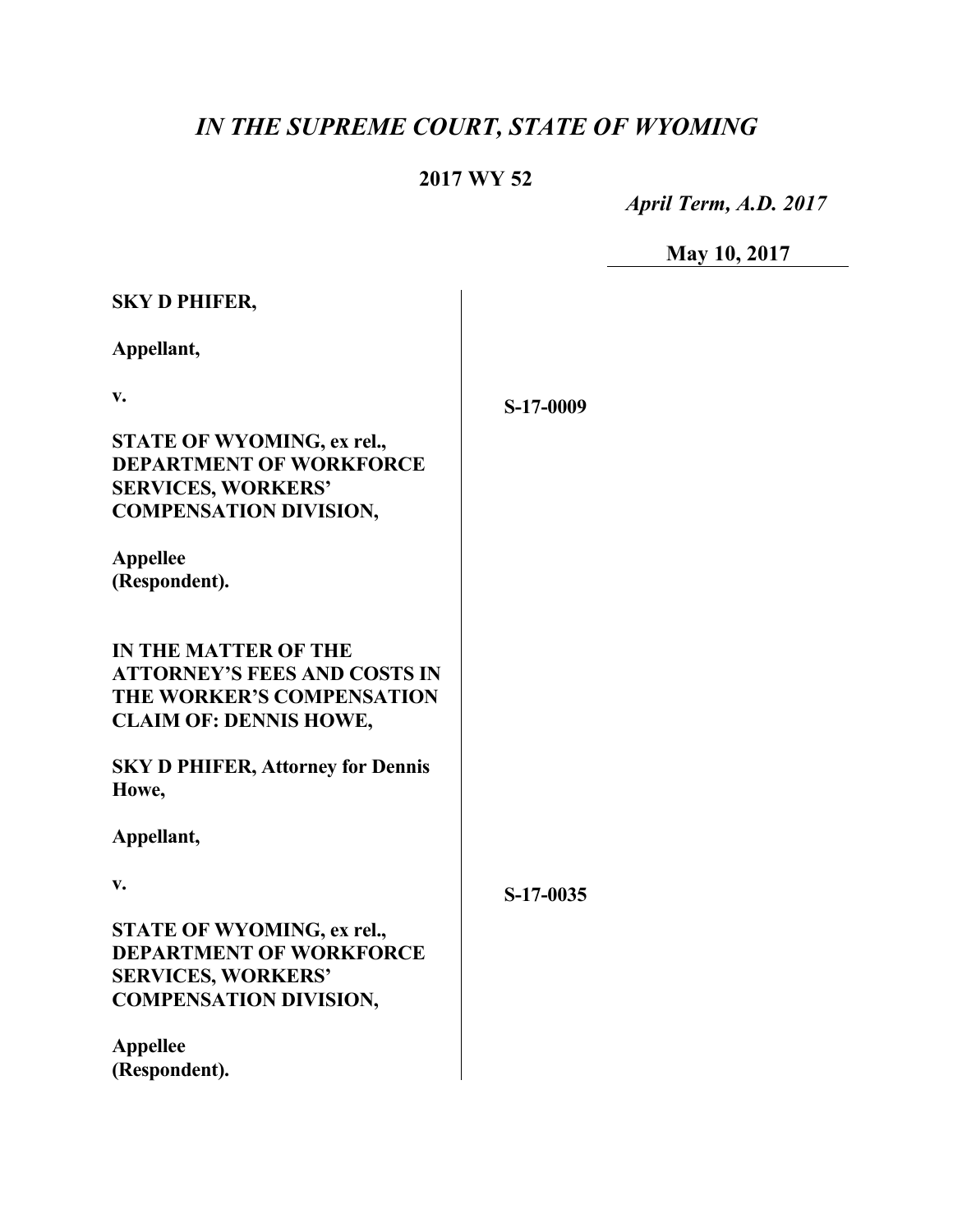# *IN THE SUPREME COURT, STATE OF WYOMING*

**2017 WY 52**

*April Term, A.D. 2017*

**May 10, 2017**

**SKY D PHIFER,**

**Appellant,**

**v.**

**STATE OF WYOMING, ex rel., DEPARTMENT OF WORKFORCE SERVICES, WORKERS' COMPENSATION DIVISION,**

**Appellee (Respondent).**

**S-17-0009**

**IN THE MATTER OF THE ATTORNEY'S FEES AND COSTS IN THE WORKER'S COMPENSATION CLAIM OF: DENNIS HOWE,**

**SKY D PHIFER, Attorney for Dennis Howe,**

**Appellant,**

**v.**

**STATE OF WYOMING, ex rel., DEPARTMENT OF WORKFORCE SERVICES, WORKERS' COMPENSATION DIVISION,**

**Appellee (Respondent).**

**S-17-0035**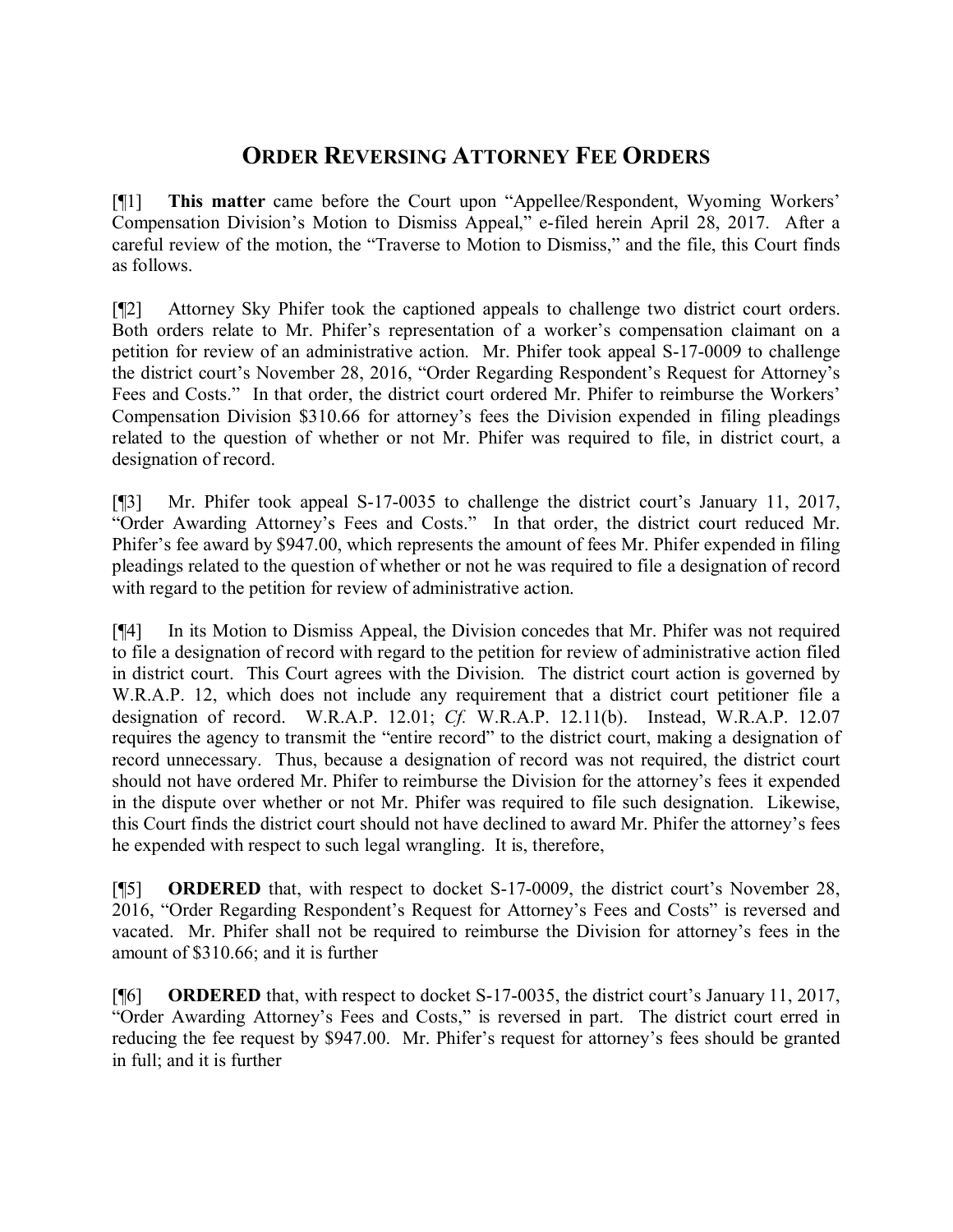# ORDER REVERSING ATTORNEY FEE ORDERS

[¶1] **This matter** came before the Court upon "Appellee/Respondent, Wyoming Workers' Compensation Division's Motion to Dismiss Appeal," e-filed herein April 28, 2017. After a careful review of the motion, the "Traverse to Motion to Dismiss," and the file, this Court finds as follows.

[¶2] Attorney Sky Phifer took the captioned appeals to challenge two district court orders. Both orders relate to Mr. Phifer's representation of a worker's compensation claimant on a petition for review of an administrative action. Mr. Phifer took appeal S-17-0009 to challenge the district court's November 28, 2016, "Order Regarding Respondent's Request for Attorney's Fees and Costs." In that order, the district court ordered Mr. Phifer to reimburse the Workers' Compensation Division $310.66 for attorney's fees the Division expended in filing pleadings related to the question of whether or not Mr. Phifer was required to file, in district court, a designation of record.

[¶3] Mr. Phifer took appeal S-17-0035 to challenge the district court's January 11, 2017, "Order Awarding Attorney's Fees and Costs." In that order, the district court reduced Mr. Phifer's fee award by $947.00, which represents the amount of fees Mr. Phifer expended in filing pleadings related to the question of whether or not he was required to file a designation of record with regard to the petition for review of administrative action.

[¶4] In its Motion to Dismiss Appeal, the Division concedes that Mr. Phifer was not required to file a designation of record with regard to the petition for review of administrative action filed in district court. This Court agrees with the Division. The district court action is governed by W.R.A.P. 12, which does not include any requirement that a district court petitioner file a designation of record. W.R.A.P. 12.01; *Cf.* W.R.A.P. 12.11(b). Instead, W.R.A.P. 12.07 requires the agency to transmit the "entire record" to the district court, making a designation of record unnecessary. Thus, because a designation of record was not required, the district court should not have ordered Mr. Phifer to reimburse the Division for the attorney's fees it expended in the dispute over whether or not Mr. Phifer was required to file such designation. Likewise, this Court finds the district court should not have declined to award Mr. Phifer the attorney's fees he expended with respect to such legal wrangling. It is, therefore,

[¶5] **ORDERED** that, with respect to docket S-17-0009, the district court's November 28, 2016, "Order Regarding Respondent's Request for Attorney's Fees and Costs" is reversed and vacated. Mr. Phifer shall not be required to reimburse the Division for attorney's fees in the amount of $310.66; and it is further

[¶6] **ORDERED** that, with respect to docket S-17-0035, the district court's January 11, 2017, "Order Awarding Attorney's Fees and Costs," is reversed in part. The district court erred in reducing the fee request by $947.00. Mr. Phifer's request for attorney's fees should be granted in full; and it is further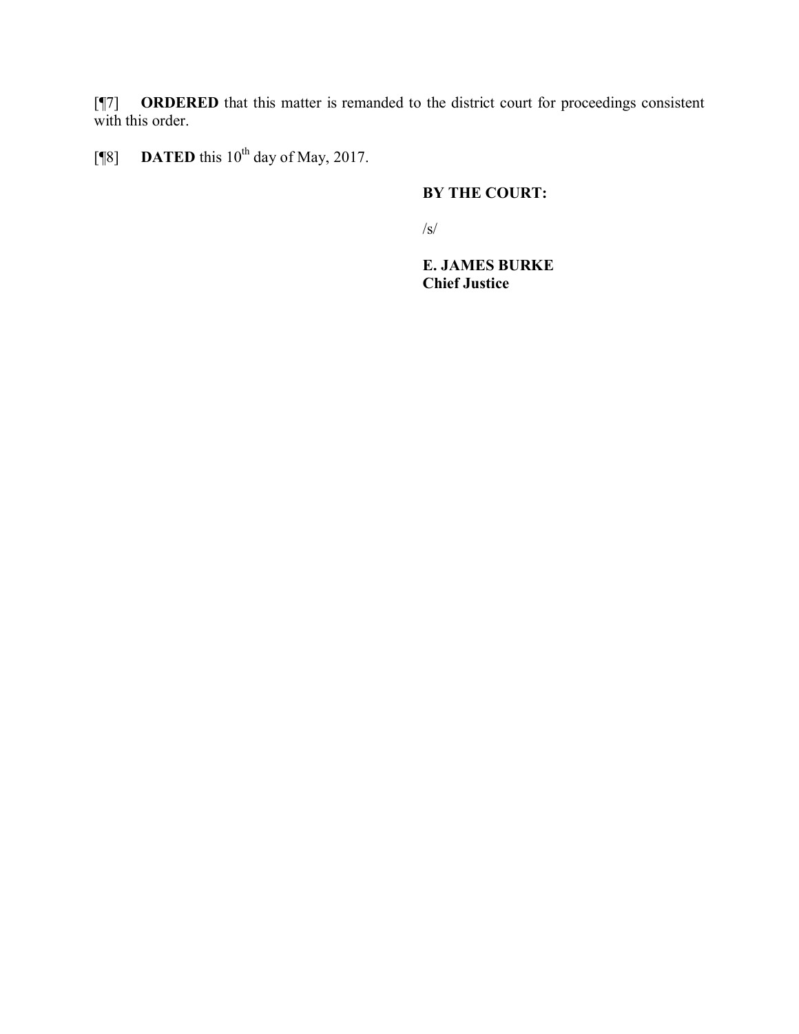[¶7] **ORDERED** that this matter is remanded to the district court for proceedings consistent with this order.

[¶8] **DATED** this 10th day of May, 2017.

**BY THE COURT:**

/s/

**E. JAMES BURKE**
**Chief Justice**